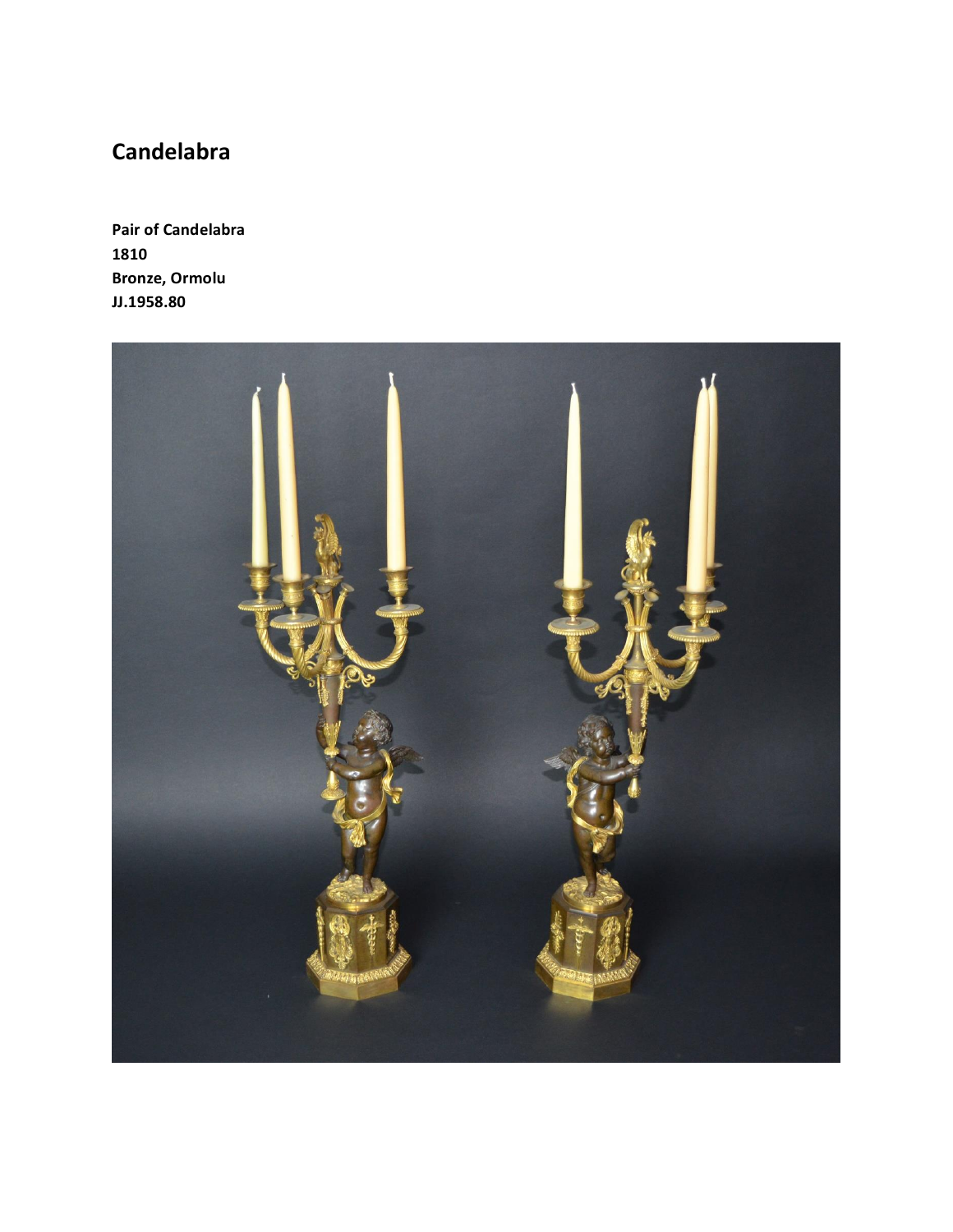## Candelabra

**Pair of Candelabra**
**1810**
**Bronze, Ormolu**
**JJ.1958.80**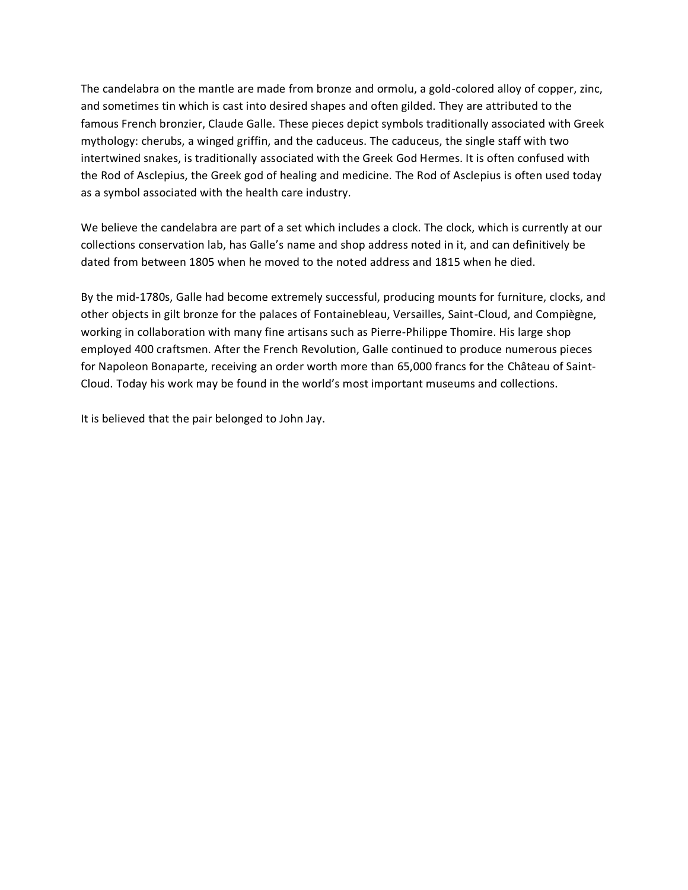The candelabra on the mantle are made from bronze and ormolu, a gold-colored alloy of copper, zinc, and sometimes tin which is cast into desired shapes and often gilded. They are attributed to the famous French bronzier, Claude Galle. These pieces depict symbols traditionally associated with Greek mythology: cherubs, a winged griffin, and the caduceus. The caduceus, the single staff with two intertwined snakes, is traditionally associated with the Greek God Hermes. It is often confused with the Rod of Asclepius, the Greek god of healing and medicine. The Rod of Asclepius is often used today as a symbol associated with the health care industry.

We believe the candelabra are part of a set which includes a clock. The clock, which is currently at our collections conservation lab, has Galle's name and shop address noted in it, and can definitively be dated from between 1805 when he moved to the noted address and 1815 when he died.

By the mid-1780s, Galle had become extremely successful, producing mounts for furniture, clocks, and other objects in gilt bronze for the palaces of Fontainebleau, Versailles, Saint-Cloud, and Compiègne, working in collaboration with many fine artisans such as Pierre-Philippe Thomire. His large shop employed 400 craftsmen. After the French Revolution, Galle continued to produce numerous pieces for Napoleon Bonaparte, receiving an order worth more than 65,000 francs for the Château of Saint-Cloud. Today his work may be found in the world's most important museums and collections.

It is believed that the pair belonged to John Jay.